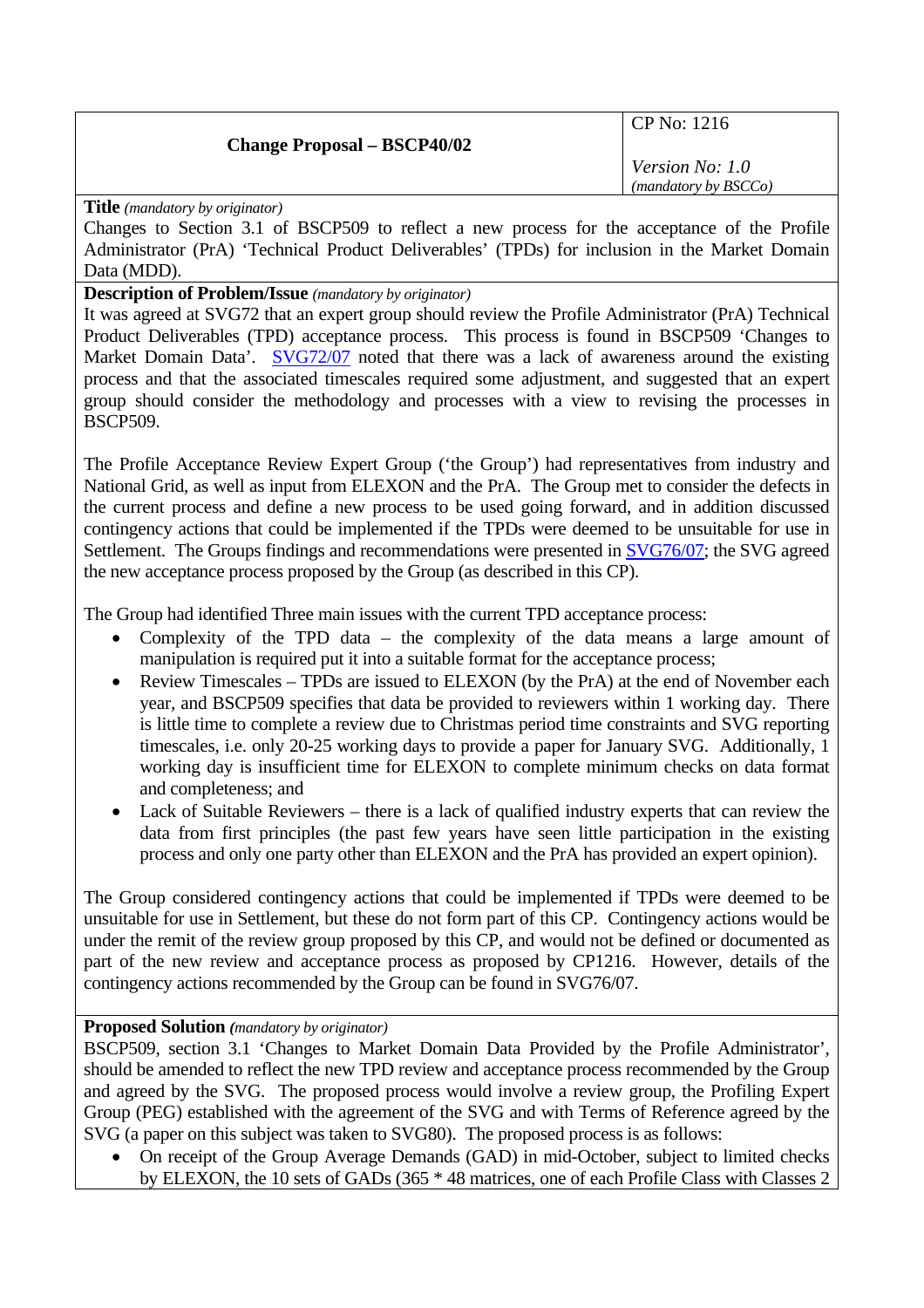| Change Proposal – BSCP40/02 | CP No: 1216<br><br>*Version No: 1.0*<br>*(mandatory by BSCCo)* |
| --- | --- |

**Title** *(mandatory by originator)*

Changes to Section 3.1 of BSCP509 to reflect a new process for the acceptance of the Profile Administrator (PrA) 'Technical Product Deliverables' (TPDs) for inclusion in the Market Domain Data (MDD).

**Description of Problem/Issue** *(mandatory by originator)*

It was agreed at SVG72 that an expert group should review the Profile Administrator (PrA) Technical Product Deliverables (TPD) acceptance process. This process is found in BSCP509 'Changes to Market Domain Data'. SVG72/07 noted that there was a lack of awareness around the existing process and that the associated timescales required some adjustment, and suggested that an expert group should consider the methodology and processes with a view to revising the processes in BSCP509.

The Profile Acceptance Review Expert Group ('the Group') had representatives from industry and National Grid, as well as input from ELEXON and the PrA. The Group met to consider the defects in the current process and define a new process to be used going forward, and in addition discussed contingency actions that could be implemented if the TPDs were deemed to be unsuitable for use in Settlement. The Groups findings and recommendations were presented in SVG76/07; the SVG agreed the new acceptance process proposed by the Group (as described in this CP).

The Group had identified Three main issues with the current TPD acceptance process:

- Complexity of the TPD data – the complexity of the data means a large amount of manipulation is required put it into a suitable format for the acceptance process;
- Review Timescales – TPDs are issued to ELEXON (by the PrA) at the end of November each year, and BSCP509 specifies that data be provided to reviewers within 1 working day. There is little time to complete a review due to Christmas period time constraints and SVG reporting timescales, i.e. only 20-25 working days to provide a paper for January SVG. Additionally, 1 working day is insufficient time for ELEXON to complete minimum checks on data format and completeness; and
- Lack of Suitable Reviewers – there is a lack of qualified industry experts that can review the data from first principles (the past few years have seen little participation in the existing process and only one party other than ELEXON and the PrA has provided an expert opinion).

The Group considered contingency actions that could be implemented if TPDs were deemed to be unsuitable for use in Settlement, but these do not form part of this CP. Contingency actions would be under the remit of the review group proposed by this CP, and would not be defined or documented as part of the new review and acceptance process as proposed by CP1216. However, details of the contingency actions recommended by the Group can be found in SVG76/07.

**Proposed Solution** *(mandatory by originator)*

BSCP509, section 3.1 'Changes to Market Domain Data Provided by the Profile Administrator', should be amended to reflect the new TPD review and acceptance process recommended by the Group and agreed by the SVG. The proposed process would involve a review group, the Profiling Expert Group (PEG) established with the agreement of the SVG and with Terms of Reference agreed by the SVG (a paper on this subject was taken to SVG80). The proposed process is as follows:

- On receipt of the Group Average Demands (GAD) in mid-October, subject to limited checks by ELEXON, the 10 sets of GADs (365 * 48 matrices, one of each Profile Class with Classes 2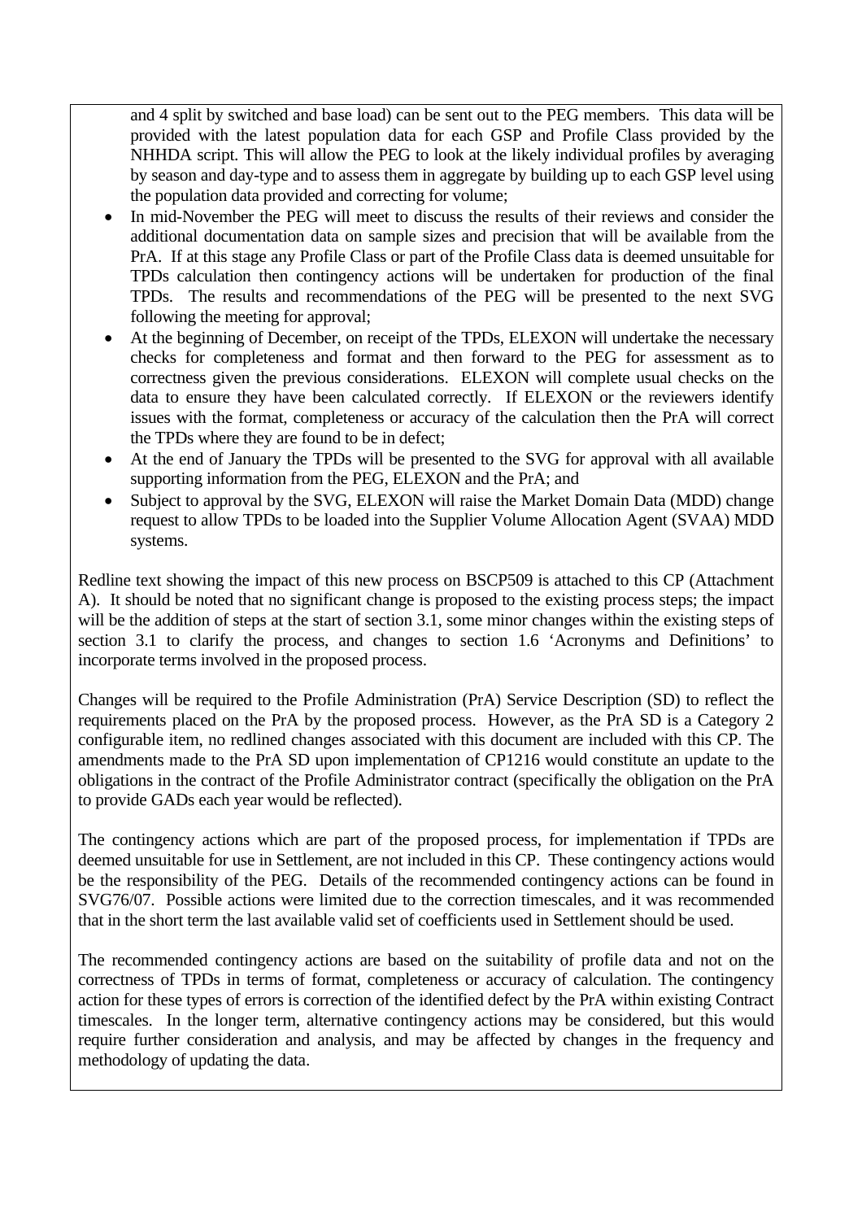and 4 split by switched and base load) can be sent out to the PEG members. This data will be provided with the latest population data for each GSP and Profile Class provided by the NHHDA script. This will allow the PEG to look at the likely individual profiles by averaging by season and day-type and to assess them in aggregate by building up to each GSP level using the population data provided and correcting for volume;

- In mid-November the PEG will meet to discuss the results of their reviews and consider the additional documentation data on sample sizes and precision that will be available from the PrA. If at this stage any Profile Class or part of the Profile Class data is deemed unsuitable for TPDs calculation then contingency actions will be undertaken for production of the final TPDs. The results and recommendations of the PEG will be presented to the next SVG following the meeting for approval;
- At the beginning of December, on receipt of the TPDs, ELEXON will undertake the necessary checks for completeness and format and then forward to the PEG for assessment as to correctness given the previous considerations. ELEXON will complete usual checks on the data to ensure they have been calculated correctly. If ELEXON or the reviewers identify issues with the format, completeness or accuracy of the calculation then the PrA will correct the TPDs where they are found to be in defect;
- At the end of January the TPDs will be presented to the SVG for approval with all available supporting information from the PEG, ELEXON and the PrA; and
- Subject to approval by the SVG, ELEXON will raise the Market Domain Data (MDD) change request to allow TPDs to be loaded into the Supplier Volume Allocation Agent (SVAA) MDD systems.

Redline text showing the impact of this new process on BSCP509 is attached to this CP (Attachment A). It should be noted that no significant change is proposed to the existing process steps; the impact will be the addition of steps at the start of section 3.1, some minor changes within the existing steps of section 3.1 to clarify the process, and changes to section 1.6 'Acronyms and Definitions' to incorporate terms involved in the proposed process.

Changes will be required to the Profile Administration (PrA) Service Description (SD) to reflect the requirements placed on the PrA by the proposed process. However, as the PrA SD is a Category 2 configurable item, no redlined changes associated with this document are included with this CP. The amendments made to the PrA SD upon implementation of CP1216 would constitute an update to the obligations in the contract of the Profile Administrator contract (specifically the obligation on the PrA to provide GADs each year would be reflected).

The contingency actions which are part of the proposed process, for implementation if TPDs are deemed unsuitable for use in Settlement, are not included in this CP. These contingency actions would be the responsibility of the PEG. Details of the recommended contingency actions can be found in SVG76/07. Possible actions were limited due to the correction timescales, and it was recommended that in the short term the last available valid set of coefficients used in Settlement should be used.

The recommended contingency actions are based on the suitability of profile data and not on the correctness of TPDs in terms of format, completeness or accuracy of calculation. The contingency action for these types of errors is correction of the identified defect by the PrA within existing Contract timescales. In the longer term, alternative contingency actions may be considered, but this would require further consideration and analysis, and may be affected by changes in the frequency and methodology of updating the data.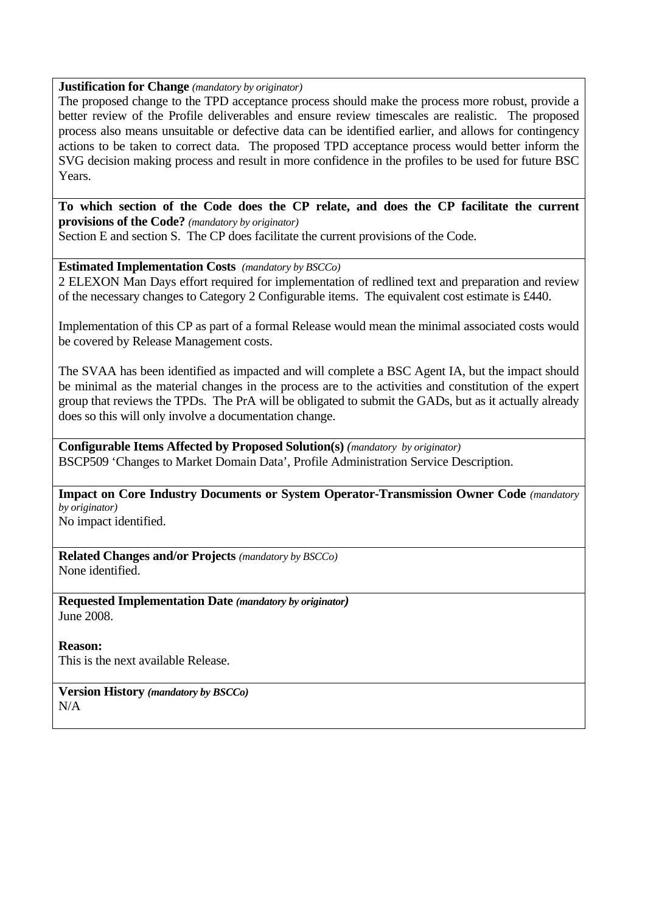**Justification for Change** *(mandatory by originator)*

The proposed change to the TPD acceptance process should make the process more robust, provide a better review of the Profile deliverables and ensure review timescales are realistic. The proposed process also means unsuitable or defective data can be identified earlier, and allows for contingency actions to be taken to correct data. The proposed TPD acceptance process would better inform the SVG decision making process and result in more confidence in the profiles to be used for future BSC Years.

**To which section of the Code does the CP relate, and does the CP facilitate the current provisions of the Code?** *(mandatory by originator)*

Section E and section S. The CP does facilitate the current provisions of the Code.

**Estimated Implementation Costs** *(mandatory by BSCCo)*

2 ELEXON Man Days effort required for implementation of redlined text and preparation and review of the necessary changes to Category 2 Configurable items. The equivalent cost estimate is £440.

Implementation of this CP as part of a formal Release would mean the minimal associated costs would be covered by Release Management costs.

The SVAA has been identified as impacted and will complete a BSC Agent IA, but the impact should be minimal as the material changes in the process are to the activities and constitution of the expert group that reviews the TPDs. The PrA will be obligated to submit the GADs, but as it actually already does so this will only involve a documentation change.

**Configurable Items Affected by Proposed Solution(s)** *(mandatory by originator)*

BSCP509 'Changes to Market Domain Data', Profile Administration Service Description.

**Impact on Core Industry Documents or System Operator-Transmission Owner Code** *(mandatory by originator)*

No impact identified.

**Related Changes and/or Projects** *(mandatory by BSCCo)*

None identified.

**Requested Implementation Date** ***(mandatory by originator)***

June 2008.

**Reason:**

This is the next available Release.

**Version History** ***(mandatory by BSCCo)***

N/A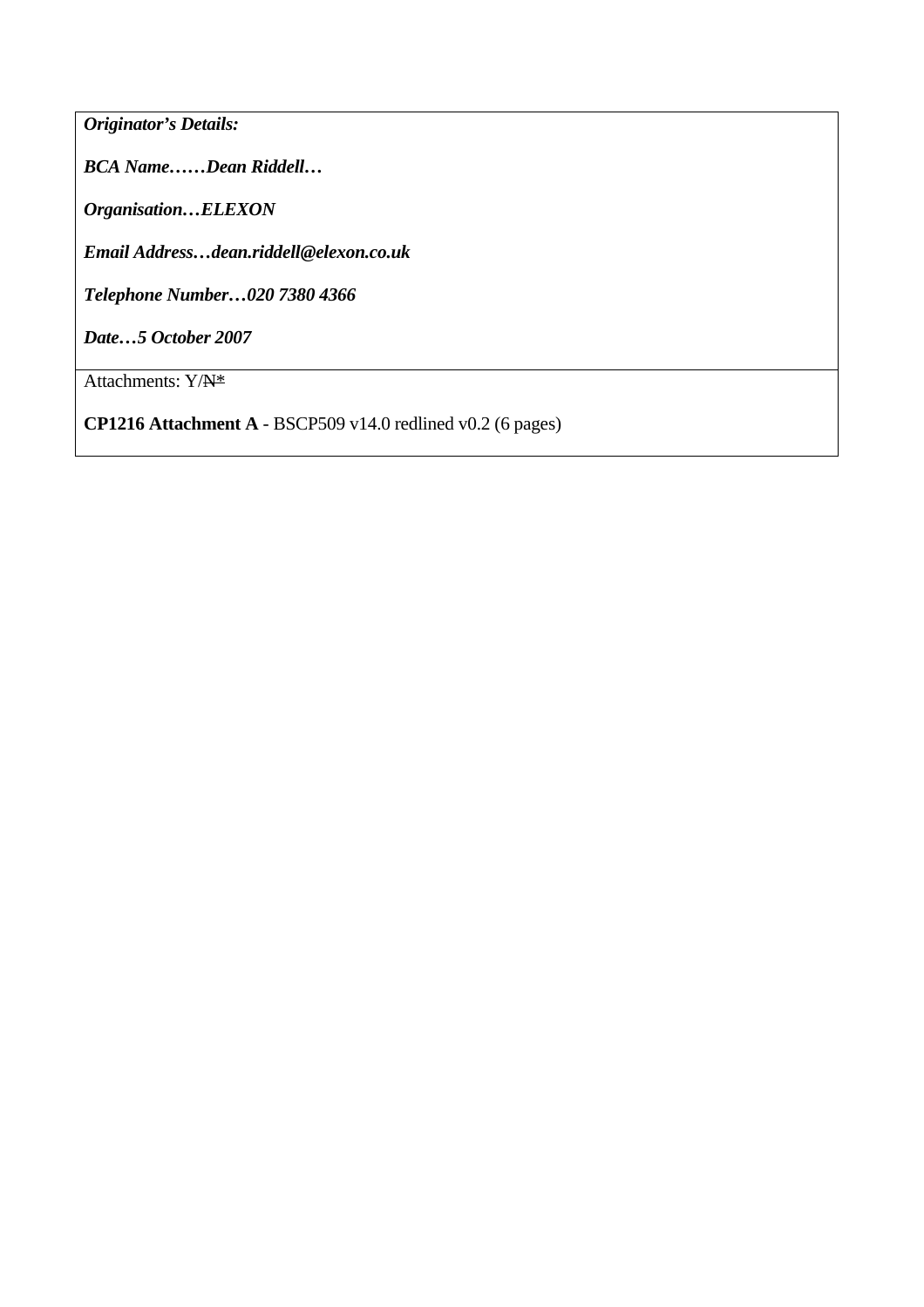***Originator's Details:***

***BCA Name……Dean Riddell…***

***Organisation…ELEXON***

***Email Address…dean.riddell@elexon.co.uk***

***Telephone Number…020 7380 4366***

***Date…5 October 2007***

Attachments: Y/~~N*~~

**CP1216 Attachment A** - BSCP509 v14.0 redlined v0.2 (6 pages)